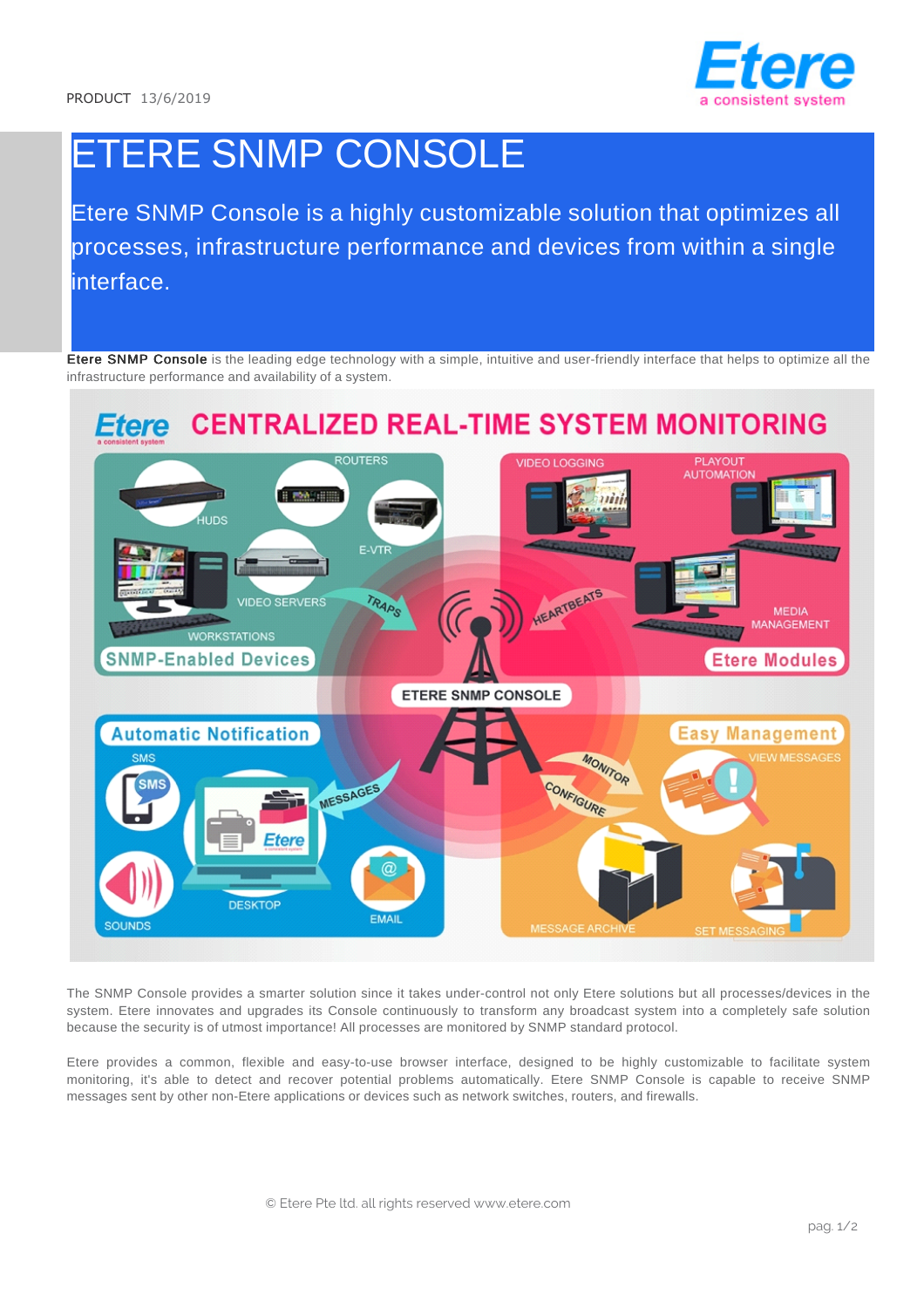PRODUCT 13/6/2019

# ETERE SNMP CONSOLE

Etere SNMP Console is a highly customizable solution that optimizes all processes, infrastructure performance and devices from within a single interface.

**Etere SNMP Console** is the leading edge technology with a simple, intuitive and user-friendly interface that helps to optimize all the infrastructure performance and availability of a system.

The SNMP Console provides a smarter solution since it takes under-control not only Etere solutions but all processes/devices in the system. Etere innovates and upgrades its Console continuously to transform any broadcast system into a completely safe solution because the security is of utmost importance! All processes are monitored by SNMP standard protocol.

Etere provides a common, flexible and easy-to-use browser interface, designed to be highly customizable to facilitate system monitoring, it's able to detect and recover potential problems automatically. Etere SNMP Console is capable to receive SNMP messages sent by other non-Etere applications or devices such as network switches, routers, and firewalls.

© Etere Pte ltd. all rights reserved www.etere.com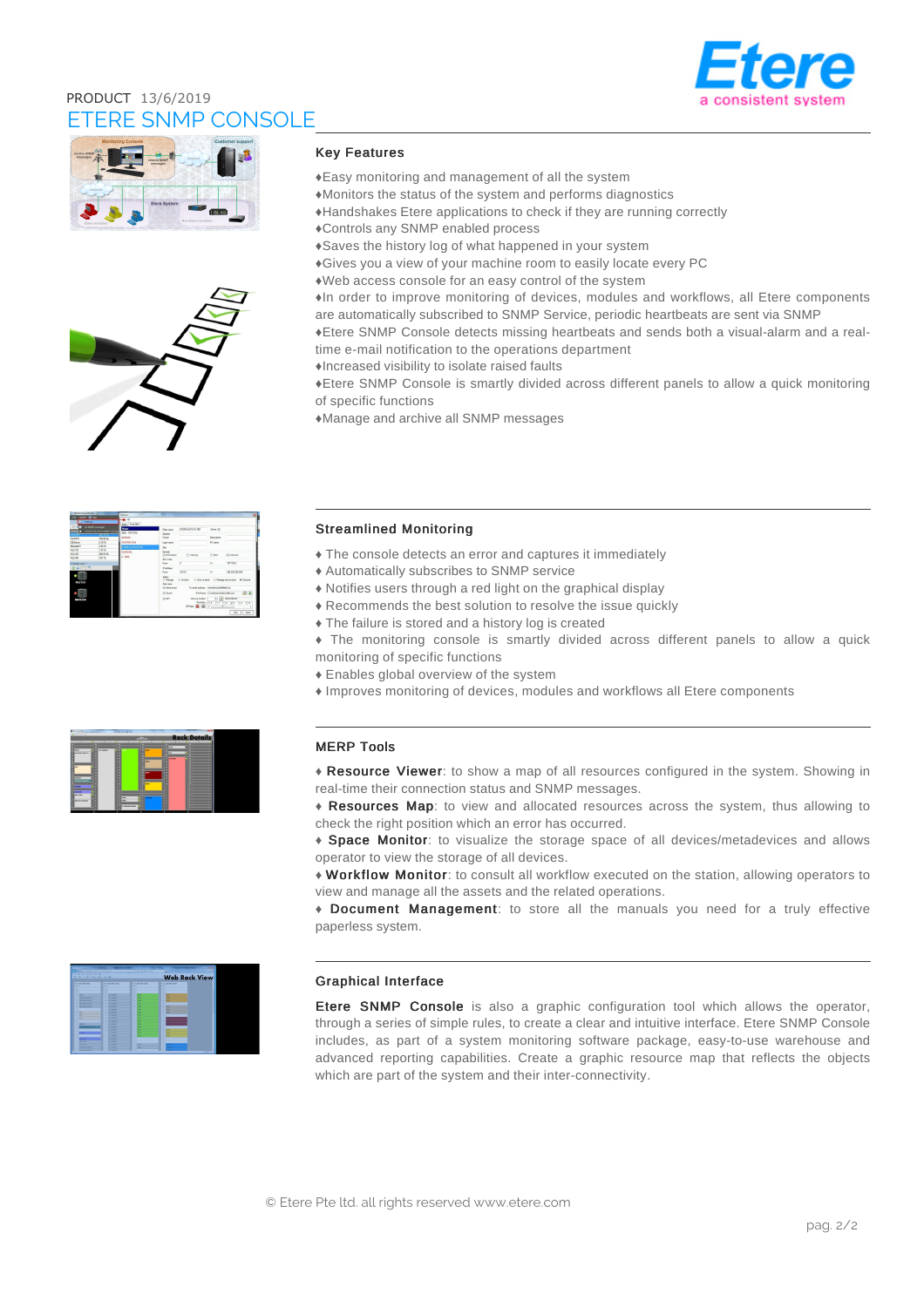PRODUCT 13/6/2019

# ETERE SNMP CONSOLE

## Key Features

♦Easy monitoring and management of all the system
♦Monitors the status of the system and performs diagnostics
♦Handshakes Etere applications to check if they are running correctly
♦Controls any SNMP enabled process
♦Saves the history log of what happened in your system
♦Gives you a view of your machine room to easily locate every PC
♦Web access console for an easy control of the system
♦In order to improve monitoring of devices, modules and workflows, all Etere components are automatically subscribed to SNMP Service, periodic heartbeats are sent via SNMP
♦Etere SNMP Console detects missing heartbeats and sends both a visual-alarm and a real-time e-mail notification to the operations department
♦Increased visibility to isolate raised faults
♦Etere SNMP Console is smartly divided across different panels to allow a quick monitoring of specific functions
♦Manage and archive all SNMP messages

## Streamlined Monitoring

♦ The console detects an error and captures it immediately
♦ Automatically subscribes to SNMP service
♦ Notifies users through a red light on the graphical display
♦ Recommends the best solution to resolve the issue quickly
♦ The failure is stored and a history log is created
♦ The monitoring console is smartly divided across different panels to allow a quick monitoring of specific functions
♦ Enables global overview of the system
♦ Improves monitoring of devices, modules and workflows all Etere components

## MERP Tools

♦ **Resource Viewer**: to show a map of all resources configured in the system. Showing in real-time their connection status and SNMP messages.
♦ **Resources Map**: to view and allocated resources across the system, thus allowing to check the right position which an error has occurred.
♦ **Space Monitor**: to visualize the storage space of all devices/metadevices and allows operator to view the storage of all devices.
♦ **Workflow Monitor**: to consult all workflow executed on the station, allowing operators to view and manage all the assets and the related operations.
♦ **Document Management**: to store all the manuals you need for a truly effective paperless system.

## Graphical Interface

**Etere SNMP Console** is also a graphic configuration tool which allows the operator, through a series of simple rules, to create a clear and intuitive interface. Etere SNMP Console includes, as part of a system monitoring software package, easy-to-use warehouse and advanced reporting capabilities. Create a graphic resource map that reflects the objects which are part of the system and their inter-connectivity.

© Etere Pte ltd. all rights reserved www.etere.com